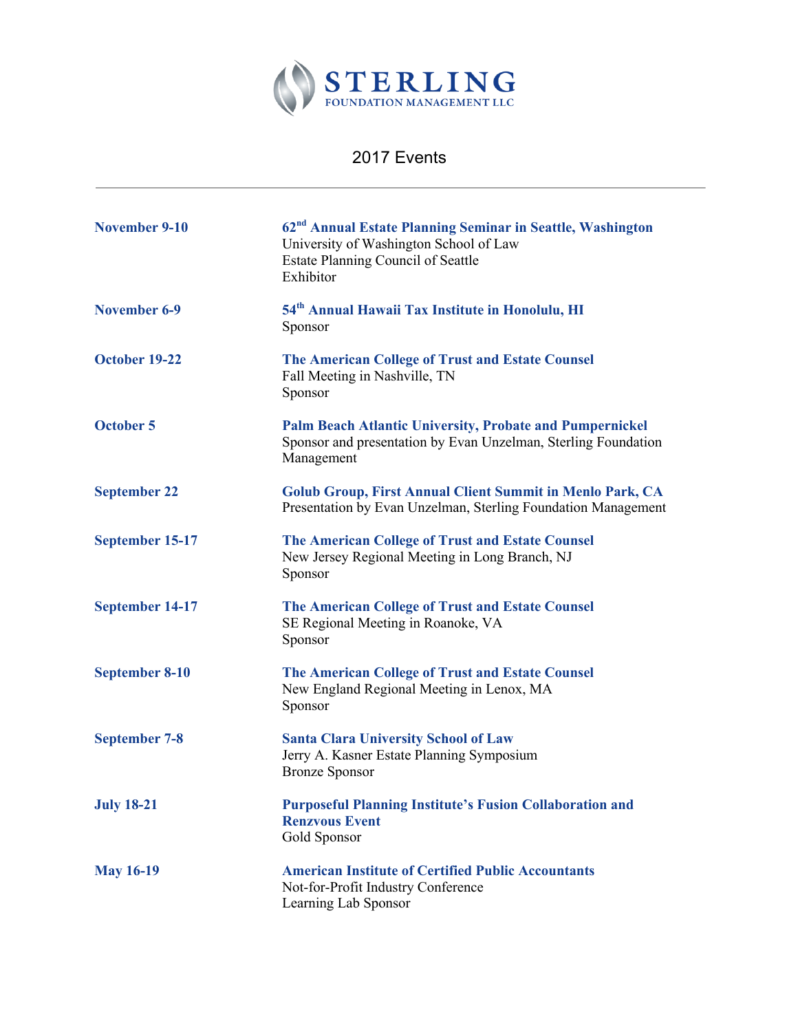# STERLING
FOUNDATION MANAGEMENT LLC

## 2017 Events

---

**November 9-10**

**62nd Annual Estate Planning Seminar in Seattle, Washington**
University of Washington School of Law
Estate Planning Council of Seattle
Exhibitor

**November 6-9**

**54th Annual Hawaii Tax Institute in Honolulu, HI**
Sponsor

**October 19-22**

**The American College of Trust and Estate Counsel**
Fall Meeting in Nashville, TN
Sponsor

**October 5**

**Palm Beach Atlantic University, Probate and Pumpernickel**
Sponsor and presentation by Evan Unzelman, Sterling Foundation Management

**September 22**

**Golub Group, First Annual Client Summit in Menlo Park, CA**
Presentation by Evan Unzelman, Sterling Foundation Management

**September 15-17**

**The American College of Trust and Estate Counsel**
New Jersey Regional Meeting in Long Branch, NJ
Sponsor

**September 14-17**

**The American College of Trust and Estate Counsel**
SE Regional Meeting in Roanoke, VA
Sponsor

**September 8-10**

**The American College of Trust and Estate Counsel**
New England Regional Meeting in Lenox, MA
Sponsor

**September 7-8**

**Santa Clara University School of Law**
Jerry A. Kasner Estate Planning Symposium
Bronze Sponsor

**July 18-21**

**Purposeful Planning Institute's Fusion Collaboration and Renzvous Event**
Gold Sponsor

**May 16-19**

**American Institute of Certified Public Accountants**
Not-for-Profit Industry Conference
Learning Lab Sponsor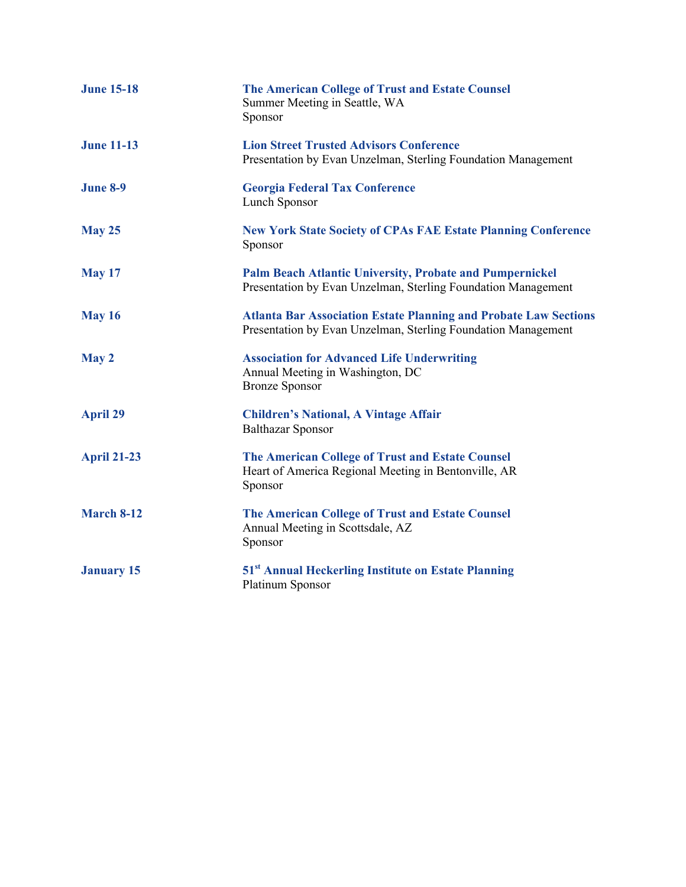| | |
|---|---|
| **June 15-18** | **The American College of Trust and Estate Counsel**<br>Summer Meeting in Seattle, WA<br>Sponsor |
| **June 11-13** | **Lion Street Trusted Advisors Conference**<br>Presentation by Evan Unzelman, Sterling Foundation Management |
| **June 8-9** | **Georgia Federal Tax Conference**<br>Lunch Sponsor |
| **May 25** | **New York State Society of CPAs FAE Estate Planning Conference**<br>Sponsor |
| **May 17** | **Palm Beach Atlantic University, Probate and Pumpernickel**<br>Presentation by Evan Unzelman, Sterling Foundation Management |
| **May 16** | **Atlanta Bar Association Estate Planning and Probate Law Sections**<br>Presentation by Evan Unzelman, Sterling Foundation Management |
| **May 2** | **Association for Advanced Life Underwriting**<br>Annual Meeting in Washington, DC<br>Bronze Sponsor |
| **April 29** | **Children's National, A Vintage Affair**<br>Balthazar Sponsor |
| **April 21-23** | **The American College of Trust and Estate Counsel**<br>Heart of America Regional Meeting in Bentonville, AR<br>Sponsor |
| **March 8-12** | **The American College of Trust and Estate Counsel**<br>Annual Meeting in Scottsdale, AZ<br>Sponsor |
| **January 15** | **51st Annual Heckerling Institute on Estate Planning**<br>Platinum Sponsor |